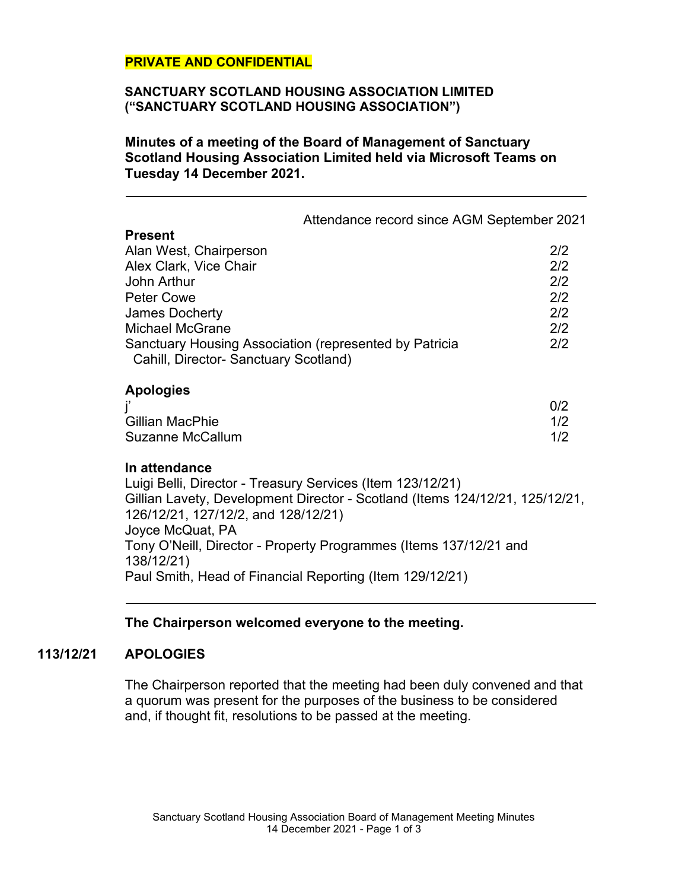**PRIVATE AND CONFIDENTIAL**

**SANCTUARY SCOTLAND HOUSING ASSOCIATION LIMITED ("SANCTUARY SCOTLAND HOUSING ASSOCIATION")**

**Minutes of a meeting of the Board of Management of Sanctuary Scotland Housing Association Limited held via Microsoft Teams on Tuesday 14 December 2021.**

---

| | Attendance record since AGM September 2021 |
|---|---|
| **Present** | |
| Alan West, Chairperson | 2/2 |
| Alex Clark, Vice Chair | 2/2 |
| John Arthur | 2/2 |
| Peter Cowe | 2/2 |
| James Docherty | 2/2 |
| Michael McGrane | 2/2 |
| Sanctuary Housing Association (represented by Patricia Cahill, Director- Sanctuary Scotland) | 2/2 |
| **Apologies** | |
| j' | 0/2 |
| Gillian MacPhie | 1/2 |
| Suzanne McCallum | 1/2 |

**In attendance**

Luigi Belli, Director - Treasury Services (Item 123/12/21)
Gillian Lavety, Development Director - Scotland (Items 124/12/21, 125/12/21, 126/12/21, 127/12/2, and 128/12/21)
Joyce McQuat, PA
Tony O'Neill, Director - Property Programmes (Items 137/12/21 and 138/12/21)
Paul Smith, Head of Financial Reporting (Item 129/12/21)

---

**The Chairperson welcomed everyone to the meeting.**

**113/12/21 APOLOGIES**

The Chairperson reported that the meeting had been duly convened and that a quorum was present for the purposes of the business to be considered and, if thought fit, resolutions to be passed at the meeting.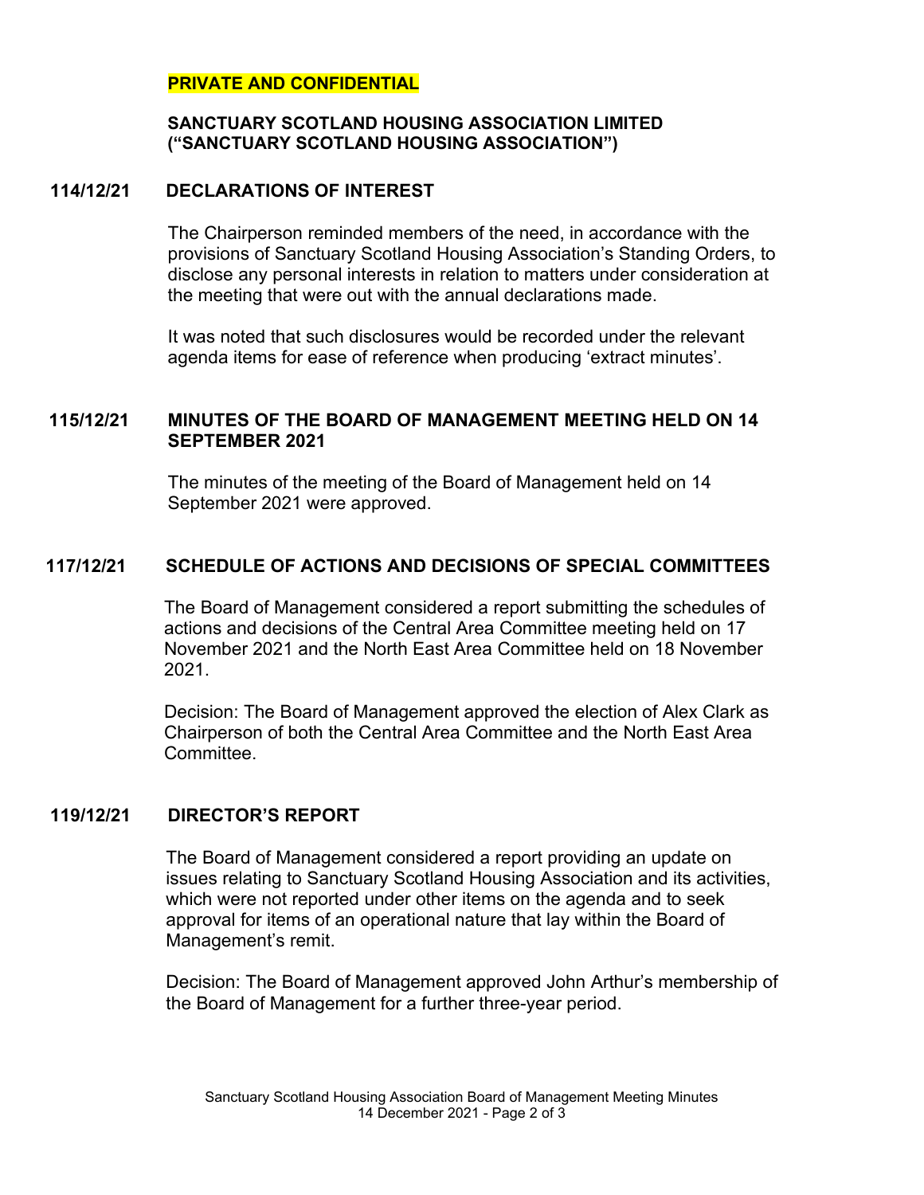**PRIVATE AND CONFIDENTIAL**

**SANCTUARY SCOTLAND HOUSING ASSOCIATION LIMITED ("SANCTUARY SCOTLAND HOUSING ASSOCIATION")**

## 114/12/21 DECLARATIONS OF INTEREST

The Chairperson reminded members of the need, in accordance with the provisions of Sanctuary Scotland Housing Association's Standing Orders, to disclose any personal interests in relation to matters under consideration at the meeting that were out with the annual declarations made.

It was noted that such disclosures would be recorded under the relevant agenda items for ease of reference when producing 'extract minutes'.

## 115/12/21 MINUTES OF THE BOARD OF MANAGEMENT MEETING HELD ON 14 SEPTEMBER 2021

The minutes of the meeting of the Board of Management held on 14 September 2021 were approved.

## 117/12/21 SCHEDULE OF ACTIONS AND DECISIONS OF SPECIAL COMMITTEES

The Board of Management considered a report submitting the schedules of actions and decisions of the Central Area Committee meeting held on 17 November 2021 and the North East Area Committee held on 18 November 2021.

Decision: The Board of Management approved the election of Alex Clark as Chairperson of both the Central Area Committee and the North East Area Committee.

## 119/12/21 DIRECTOR'S REPORT

The Board of Management considered a report providing an update on issues relating to Sanctuary Scotland Housing Association and its activities, which were not reported under other items on the agenda and to seek approval for items of an operational nature that lay within the Board of Management's remit.

Decision: The Board of Management approved John Arthur's membership of the Board of Management for a further three-year period.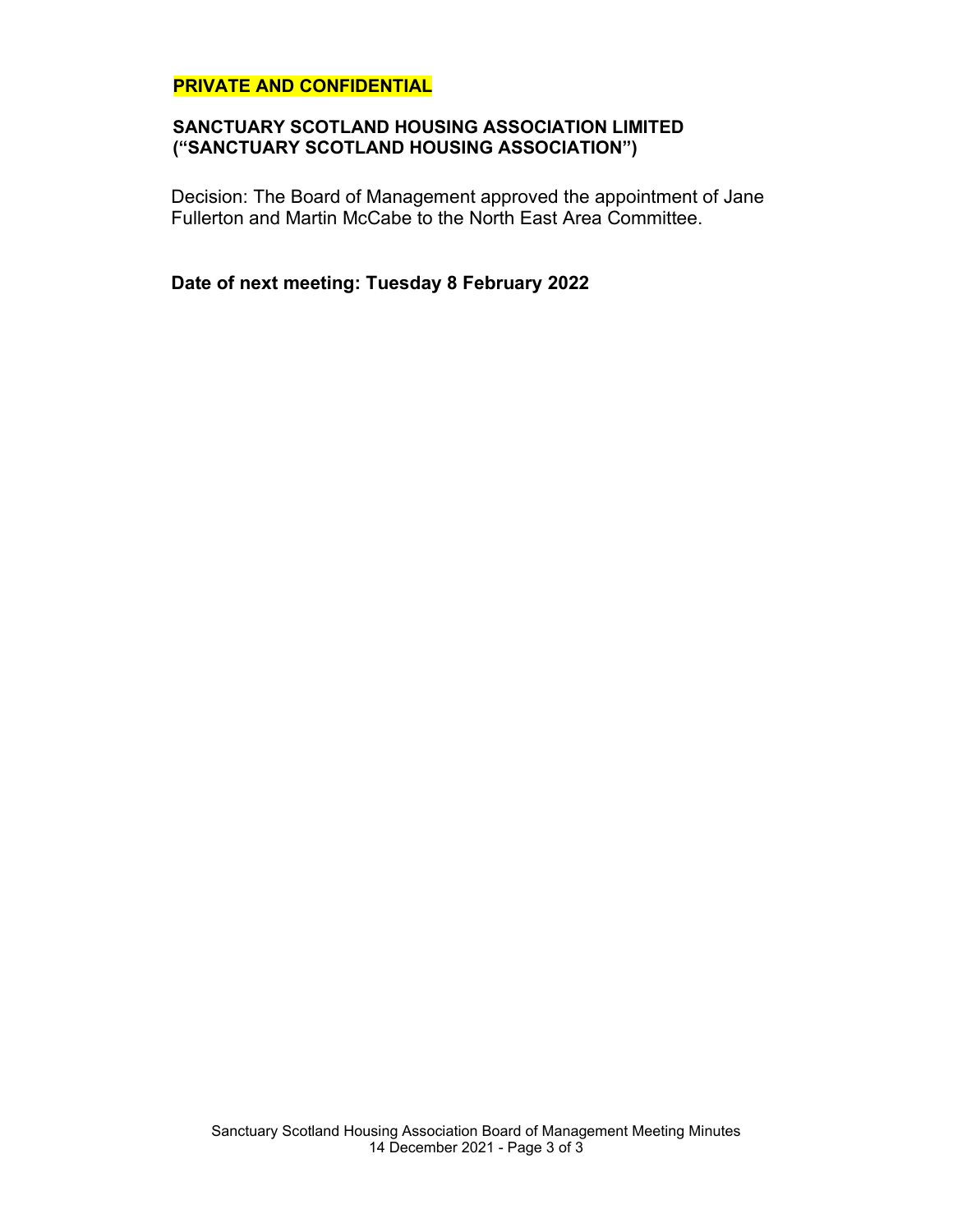**PRIVATE AND CONFIDENTIAL**

**SANCTUARY SCOTLAND HOUSING ASSOCIATION LIMITED**
**("SANCTUARY SCOTLAND HOUSING ASSOCIATION")**

Decision: The Board of Management approved the appointment of Jane Fullerton and Martin McCabe to the North East Area Committee.

**Date of next meeting: Tuesday 8 February 2022**